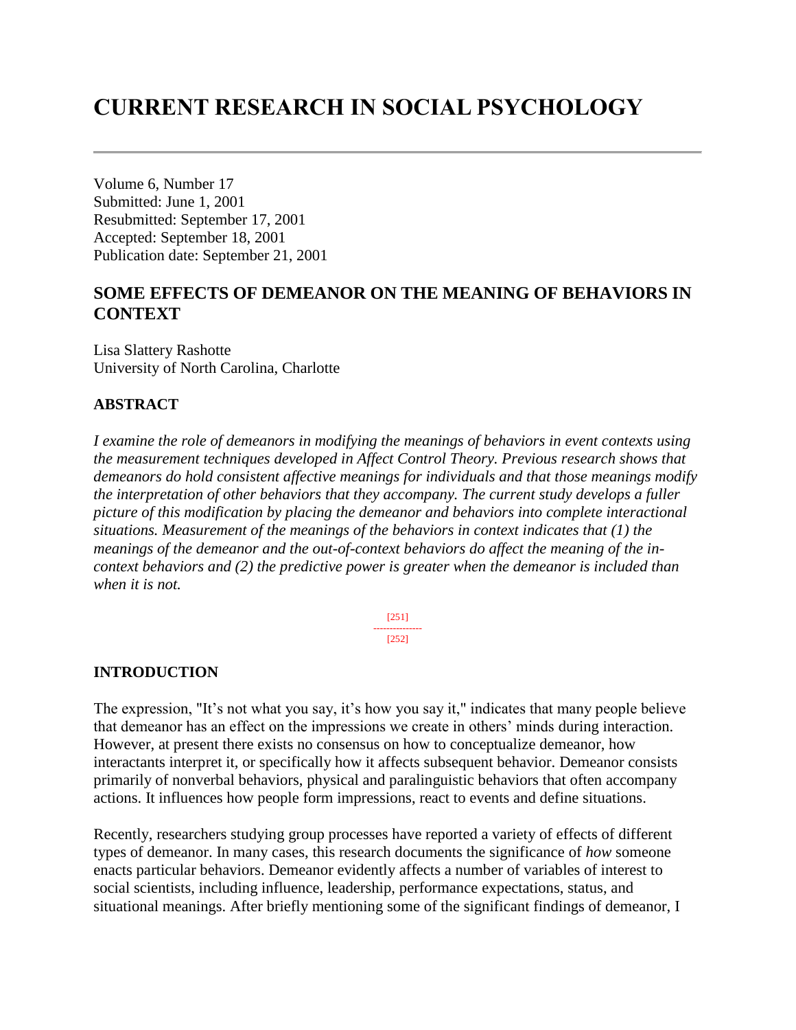# CURRENT RESEARCH IN SOCIAL PSYCHOLOGY

---

Volume 6, Number 17
Submitted: June 1, 2001
Resubmitted: September 17, 2001
Accepted: September 18, 2001
Publication date: September 21, 2001

## SOME EFFECTS OF DEMEANOR ON THE MEANING OF BEHAVIORS IN CONTEXT

Lisa Slattery Rashotte
University of North Carolina, Charlotte

### ABSTRACT

*I examine the role of demeanors in modifying the meanings of behaviors in event contexts using the measurement techniques developed in Affect Control Theory. Previous research shows that demeanors do hold consistent affective meanings for individuals and that those meanings modify the interpretation of other behaviors that they accompany. The current study develops a fuller picture of this modification by placing the demeanor and behaviors into complete interactional situations. Measurement of the meanings of the behaviors in context indicates that (1) the meanings of the demeanor and the out-of-context behaviors do affect the meaning of the in-context behaviors and (2) the predictive power is greater when the demeanor is included than when it is not.*

### INTRODUCTION

The expression, "It's not what you say, it's how you say it," indicates that many people believe that demeanor has an effect on the impressions we create in others' minds during interaction. However, at present there exists no consensus on how to conceptualize demeanor, how interactants interpret it, or specifically how it affects subsequent behavior. Demeanor consists primarily of nonverbal behaviors, physical and paralinguistic behaviors that often accompany actions. It influences how people form impressions, react to events and define situations.

Recently, researchers studying group processes have reported a variety of effects of different types of demeanor. In many cases, this research documents the significance of *how* someone enacts particular behaviors. Demeanor evidently affects a number of variables of interest to social scientists, including influence, leadership, performance expectations, status, and situational meanings. After briefly mentioning some of the significant findings of demeanor, I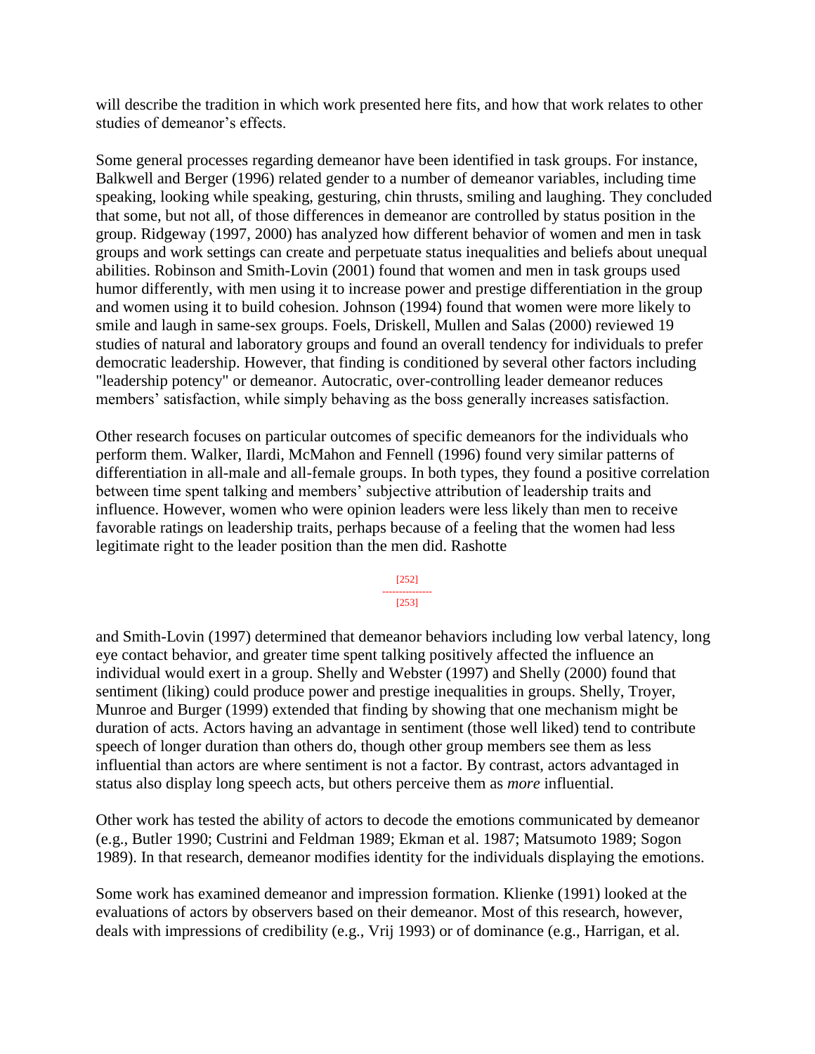will describe the tradition in which work presented here fits, and how that work relates to other studies of demeanor's effects.

Some general processes regarding demeanor have been identified in task groups. For instance, Balkwell and Berger (1996) related gender to a number of demeanor variables, including time speaking, looking while speaking, gesturing, chin thrusts, smiling and laughing. They concluded that some, but not all, of those differences in demeanor are controlled by status position in the group. Ridgeway (1997, 2000) has analyzed how different behavior of women and men in task groups and work settings can create and perpetuate status inequalities and beliefs about unequal abilities. Robinson and Smith-Lovin (2001) found that women and men in task groups used humor differently, with men using it to increase power and prestige differentiation in the group and women using it to build cohesion. Johnson (1994) found that women were more likely to smile and laugh in same-sex groups. Foels, Driskell, Mullen and Salas (2000) reviewed 19 studies of natural and laboratory groups and found an overall tendency for individuals to prefer democratic leadership. However, that finding is conditioned by several other factors including "leadership potency" or demeanor. Autocratic, over-controlling leader demeanor reduces members' satisfaction, while simply behaving as the boss generally increases satisfaction.

Other research focuses on particular outcomes of specific demeanors for the individuals who perform them. Walker, Ilardi, McMahon and Fennell (1996) found very similar patterns of differentiation in all-male and all-female groups. In both types, they found a positive correlation between time spent talking and members' subjective attribution of leadership traits and influence. However, women who were opinion leaders were less likely than men to receive favorable ratings on leadership traits, perhaps because of a feeling that the women had less legitimate right to the leader position than the men did. Rashotte and Smith-Lovin (1997) determined that demeanor behaviors including low verbal latency, long eye contact behavior, and greater time spent talking positively affected the influence an individual would exert in a group. Shelly and Webster (1997) and Shelly (2000) found that sentiment (liking) could produce power and prestige inequalities in groups. Shelly, Troyer, Munroe and Burger (1999) extended that finding by showing that one mechanism might be duration of acts. Actors having an advantage in sentiment (those well liked) tend to contribute speech of longer duration than others do, though other group members see them as less influential than actors are where sentiment is not a factor. By contrast, actors advantaged in status also display long speech acts, but others perceive them as *more* influential.

Other work has tested the ability of actors to decode the emotions communicated by demeanor (e.g., Butler 1990; Custrini and Feldman 1989; Ekman et al. 1987; Matsumoto 1989; Sogon 1989). In that research, demeanor modifies identity for the individuals displaying the emotions.

Some work has examined demeanor and impression formation. Klienke (1991) looked at the evaluations of actors by observers based on their demeanor. Most of this research, however, deals with impressions of credibility (e.g., Vrij 1993) or of dominance (e.g., Harrigan, et al.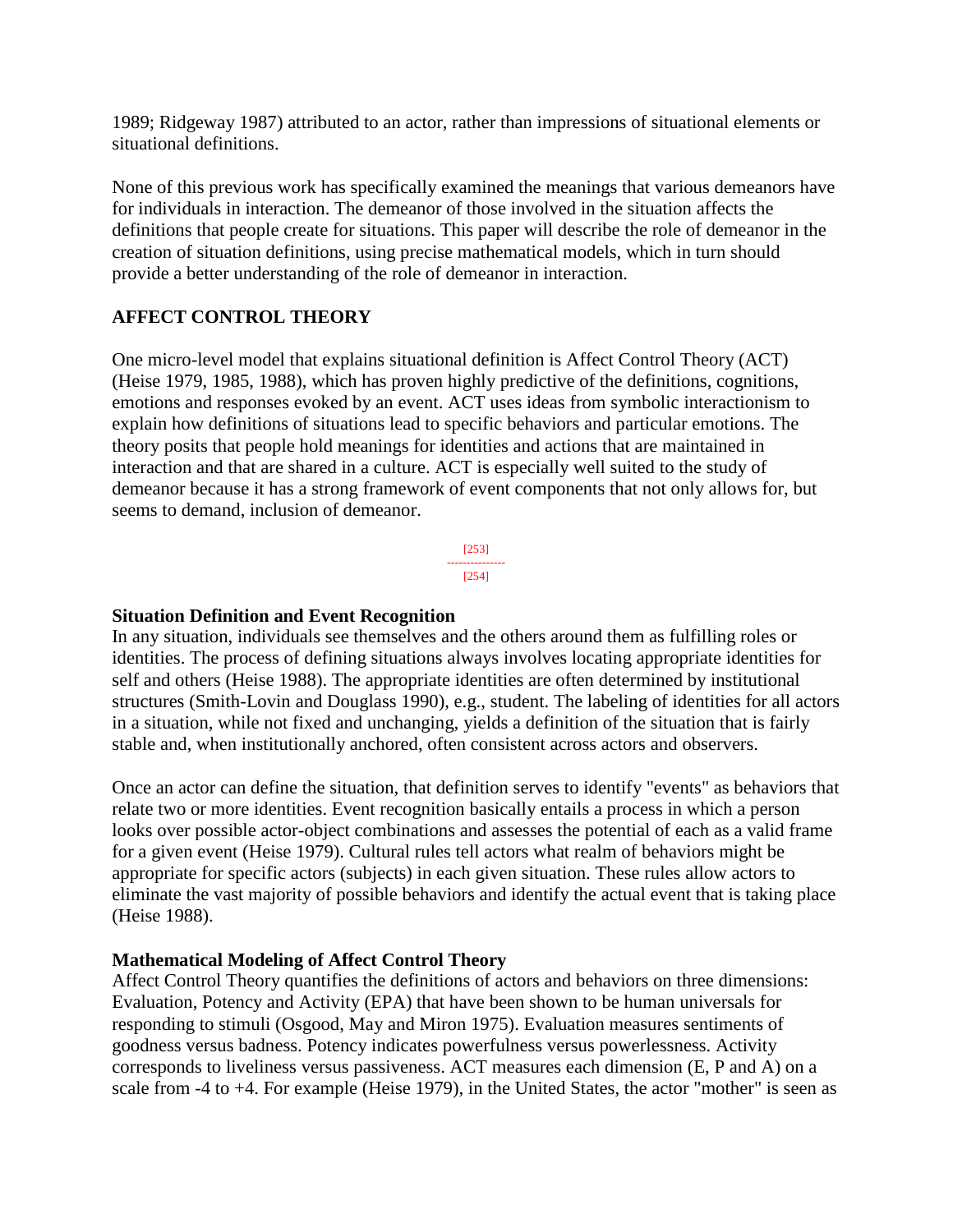1989; Ridgeway 1987) attributed to an actor, rather than impressions of situational elements or situational definitions.

None of this previous work has specifically examined the meanings that various demeanors have for individuals in interaction. The demeanor of those involved in the situation affects the definitions that people create for situations. This paper will describe the role of demeanor in the creation of situation definitions, using precise mathematical models, which in turn should provide a better understanding of the role of demeanor in interaction.

## AFFECT CONTROL THEORY

One micro-level model that explains situational definition is Affect Control Theory (ACT) (Heise 1979, 1985, 1988), which has proven highly predictive of the definitions, cognitions, emotions and responses evoked by an event. ACT uses ideas from symbolic interactionism to explain how definitions of situations lead to specific behaviors and particular emotions. The theory posits that people hold meanings for identities and actions that are maintained in interaction and that are shared in a culture. ACT is especially well suited to the study of demeanor because it has a strong framework of event components that not only allows for, but seems to demand, inclusion of demeanor.

### Situation Definition and Event Recognition

In any situation, individuals see themselves and the others around them as fulfilling roles or identities. The process of defining situations always involves locating appropriate identities for self and others (Heise 1988). The appropriate identities are often determined by institutional structures (Smith-Lovin and Douglass 1990), e.g., student. The labeling of identities for all actors in a situation, while not fixed and unchanging, yields a definition of the situation that is fairly stable and, when institutionally anchored, often consistent across actors and observers.

Once an actor can define the situation, that definition serves to identify "events" as behaviors that relate two or more identities. Event recognition basically entails a process in which a person looks over possible actor-object combinations and assesses the potential of each as a valid frame for a given event (Heise 1979). Cultural rules tell actors what realm of behaviors might be appropriate for specific actors (subjects) in each given situation. These rules allow actors to eliminate the vast majority of possible behaviors and identify the actual event that is taking place (Heise 1988).

### Mathematical Modeling of Affect Control Theory

Affect Control Theory quantifies the definitions of actors and behaviors on three dimensions: Evaluation, Potency and Activity (EPA) that have been shown to be human universals for responding to stimuli (Osgood, May and Miron 1975). Evaluation measures sentiments of goodness versus badness. Potency indicates powerfulness versus powerlessness. Activity corresponds to liveliness versus passiveness. ACT measures each dimension (E, P and A) on a scale from -4 to +4. For example (Heise 1979), in the United States, the actor "mother" is seen as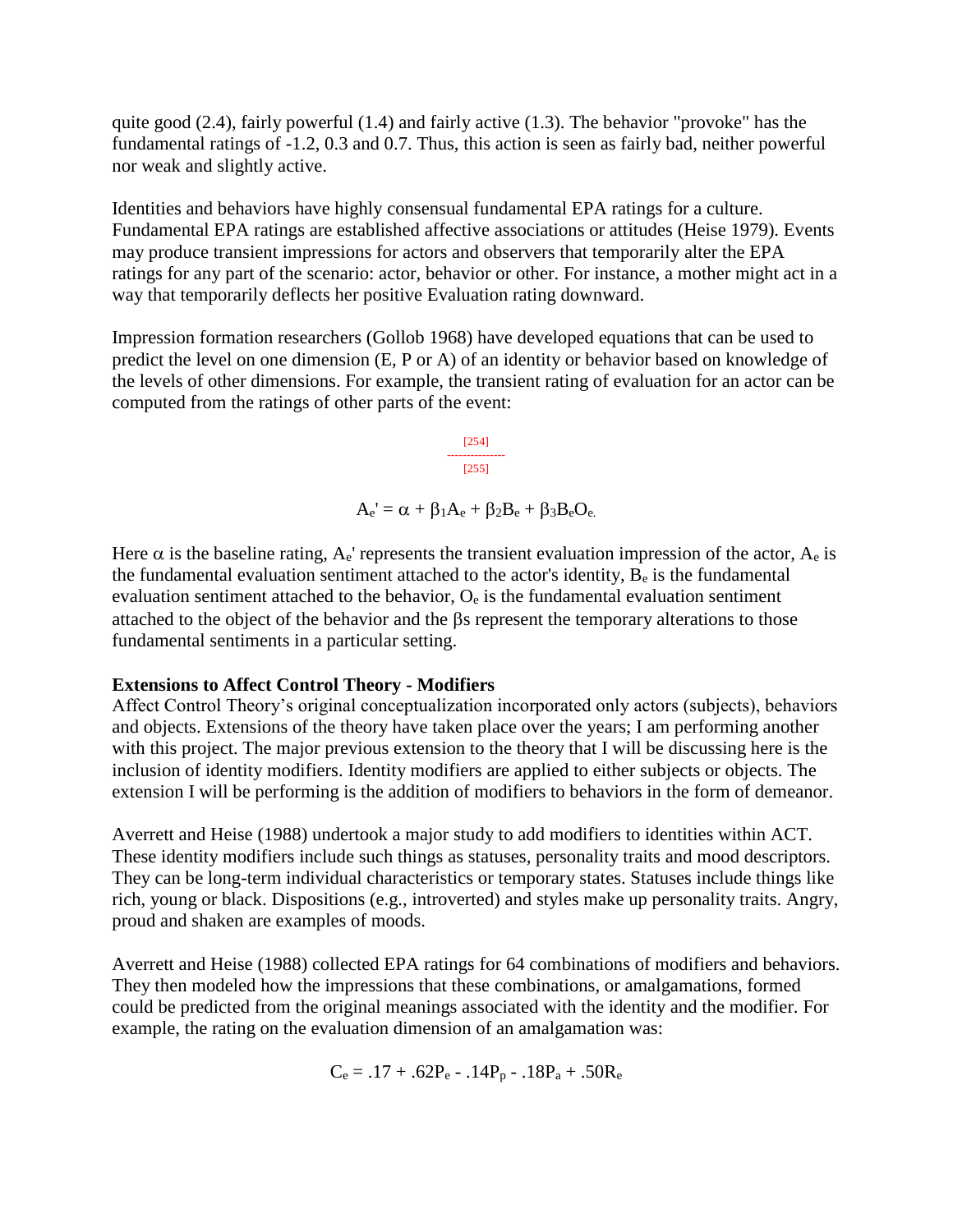quite good (2.4), fairly powerful (1.4) and fairly active (1.3). The behavior "provoke" has the fundamental ratings of -1.2, 0.3 and 0.7. Thus, this action is seen as fairly bad, neither powerful nor weak and slightly active.

Identities and behaviors have highly consensual fundamental EPA ratings for a culture. Fundamental EPA ratings are established affective associations or attitudes (Heise 1979). Events may produce transient impressions for actors and observers that temporarily alter the EPA ratings for any part of the scenario: actor, behavior or other. For instance, a mother might act in a way that temporarily deflects her positive Evaluation rating downward.

Impression formation researchers (Gollob 1968) have developed equations that can be used to predict the level on one dimension (E, P or A) of an identity or behavior based on knowledge of the levels of other dimensions. For example, the transient rating of evaluation for an actor can be computed from the ratings of other parts of the event:

$$A_e' = \alpha + \beta_1 A_e + \beta_2 B_e + \beta_3 B_e O_e.$$

Here $\alpha$ is the baseline rating, $A_e'$ represents the transient evaluation impression of the actor, $A_e$ is the fundamental evaluation sentiment attached to the actor's identity, $B_e$ is the fundamental evaluation sentiment attached to the behavior, $O_e$ is the fundamental evaluation sentiment attached to the object of the behavior and the $\beta$s represent the temporary alterations to those fundamental sentiments in a particular setting.

**Extensions to Affect Control Theory - Modifiers**

Affect Control Theory's original conceptualization incorporated only actors (subjects), behaviors and objects. Extensions of the theory have taken place over the years; I am performing another with this project. The major previous extension to the theory that I will be discussing here is the inclusion of identity modifiers. Identity modifiers are applied to either subjects or objects. The extension I will be performing is the addition of modifiers to behaviors in the form of demeanor.

Averrett and Heise (1988) undertook a major study to add modifiers to identities within ACT. These identity modifiers include such things as statuses, personality traits and mood descriptors. They can be long-term individual characteristics or temporary states. Statuses include things like rich, young or black. Dispositions (e.g., introverted) and styles make up personality traits. Angry, proud and shaken are examples of moods.

Averrett and Heise (1988) collected EPA ratings for 64 combinations of modifiers and behaviors. They then modeled how the impressions that these combinations, or amalgamations, formed could be predicted from the original meanings associated with the identity and the modifier. For example, the rating on the evaluation dimension of an amalgamation was:

$$C_e = .17 + .62P_e - .14P_p - .18P_a + .50R_e$$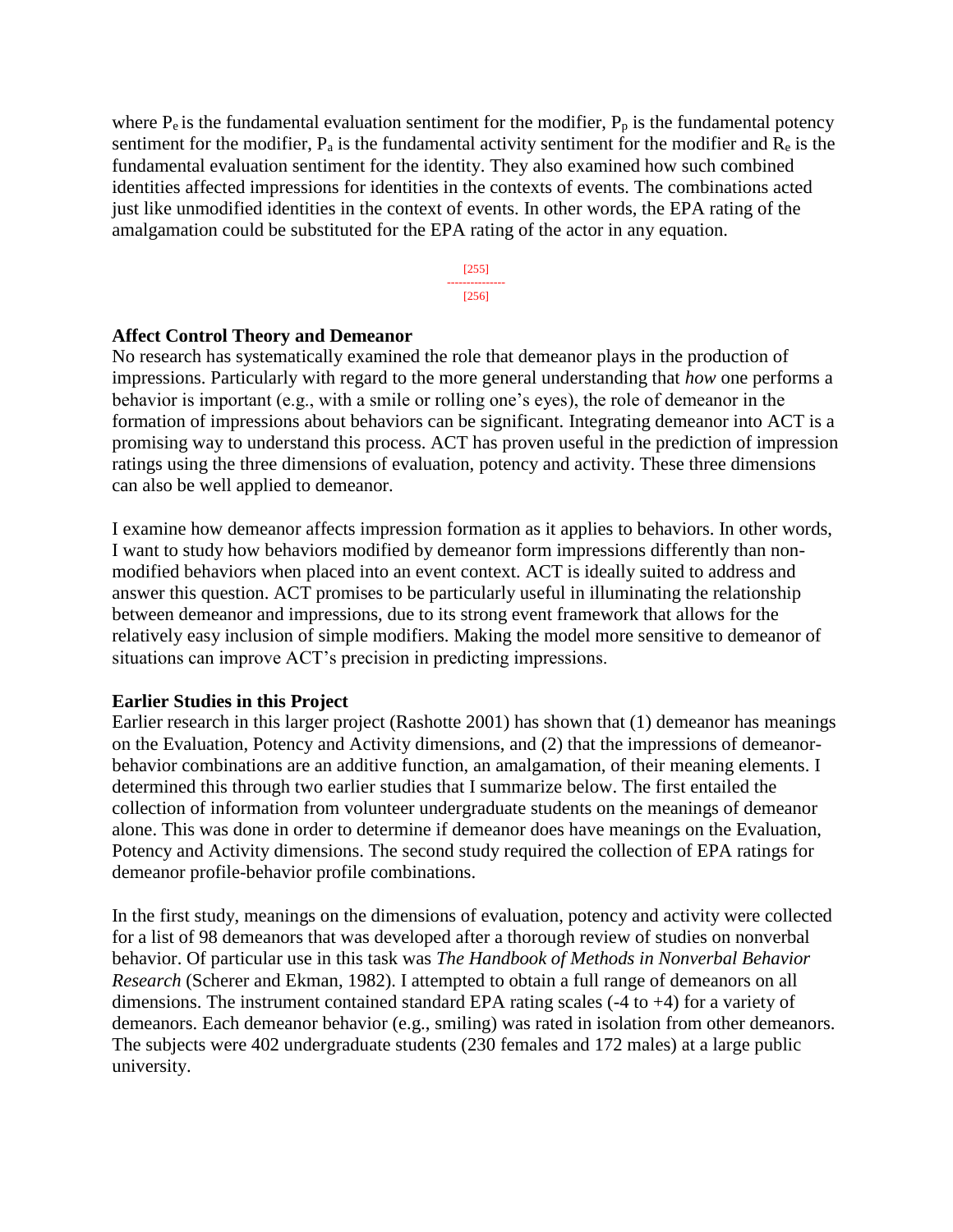where $P_e$ is the fundamental evaluation sentiment for the modifier, $P_p$ is the fundamental potency sentiment for the modifier, $P_a$ is the fundamental activity sentiment for the modifier and $R_e$ is the fundamental evaluation sentiment for the identity. They also examined how such combined identities affected impressions for identities in the contexts of events. The combinations acted just like unmodified identities in the context of events. In other words, the EPA rating of the amalgamation could be substituted for the EPA rating of the actor in any equation.

[255]
---------------
[256]

**Affect Control Theory and Demeanor**

No research has systematically examined the role that demeanor plays in the production of impressions. Particularly with regard to the more general understanding that *how* one performs a behavior is important (e.g., with a smile or rolling one's eyes), the role of demeanor in the formation of impressions about behaviors can be significant. Integrating demeanor into ACT is a promising way to understand this process. ACT has proven useful in the prediction of impression ratings using the three dimensions of evaluation, potency and activity. These three dimensions can also be well applied to demeanor.

I examine how demeanor affects impression formation as it applies to behaviors. In other words, I want to study how behaviors modified by demeanor form impressions differently than non-modified behaviors when placed into an event context. ACT is ideally suited to address and answer this question. ACT promises to be particularly useful in illuminating the relationship between demeanor and impressions, due to its strong event framework that allows for the relatively easy inclusion of simple modifiers. Making the model more sensitive to demeanor of situations can improve ACT's precision in predicting impressions.

**Earlier Studies in this Project**

Earlier research in this larger project (Rashotte 2001) has shown that (1) demeanor has meanings on the Evaluation, Potency and Activity dimensions, and (2) that the impressions of demeanor-behavior combinations are an additive function, an amalgamation, of their meaning elements. I determined this through two earlier studies that I summarize below. The first entailed the collection of information from volunteer undergraduate students on the meanings of demeanor alone. This was done in order to determine if demeanor does have meanings on the Evaluation, Potency and Activity dimensions. The second study required the collection of EPA ratings for demeanor profile-behavior profile combinations.

In the first study, meanings on the dimensions of evaluation, potency and activity were collected for a list of 98 demeanors that was developed after a thorough review of studies on nonverbal behavior. Of particular use in this task was *The Handbook of Methods in Nonverbal Behavior Research* (Scherer and Ekman, 1982). I attempted to obtain a full range of demeanors on all dimensions. The instrument contained standard EPA rating scales (-4 to +4) for a variety of demeanors. Each demeanor behavior (e.g., smiling) was rated in isolation from other demeanors. The subjects were 402 undergraduate students (230 females and 172 males) at a large public university.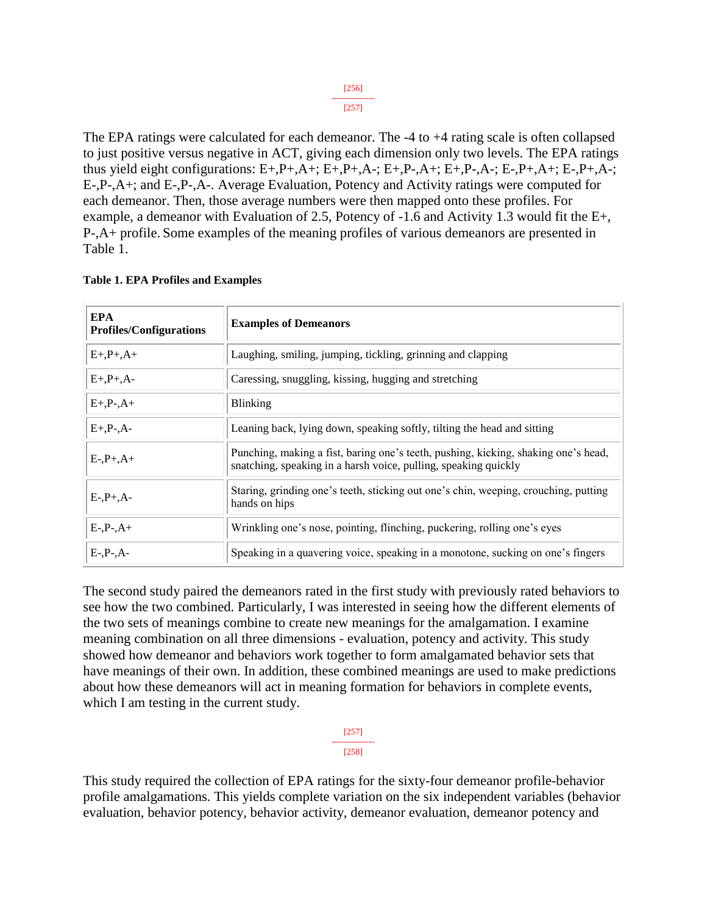The EPA ratings were calculated for each demeanor. The -4 to +4 rating scale is often collapsed to just positive versus negative in ACT, giving each dimension only two levels. The EPA ratings thus yield eight configurations: E+,P+,A+; E+,P+,A-; E+,P-,A+; E+,P-,A-; E-,P+,A+; E-,P+,A-; E-,P-,A+; and E-,P-,A-. Average Evaluation, Potency and Activity ratings were computed for each demeanor. Then, those average numbers were then mapped onto these profiles. For example, a demeanor with Evaluation of 2.5, Potency of -1.6 and Activity 1.3 would fit the E+, P-,A+ profile. Some examples of the meaning profiles of various demeanors are presented in Table 1.

**Table 1. EPA Profiles and Examples**

| EPA Profiles/Configurations | Examples of Demeanors |
| --- | --- |
| E+,P+,A+ | Laughing, smiling, jumping, tickling, grinning and clapping |
| E+,P+,A- | Caressing, snuggling, kissing, hugging and stretching |
| E+,P-,A+ | Blinking |
| E+,P-,A- | Leaning back, lying down, speaking softly, tilting the head and sitting |
| E-,P+,A+ | Punching, making a fist, baring one's teeth, pushing, kicking, shaking one's head, snatching, speaking in a harsh voice, pulling, speaking quickly |
| E-,P+,A- | Staring, grinding one's teeth, sticking out one's chin, weeping, crouching, putting hands on hips |
| E-,P-,A+ | Wrinkling one's nose, pointing, flinching, puckering, rolling one's eyes |
| E-,P-,A- | Speaking in a quavering voice, speaking in a monotone, sucking on one's fingers |

The second study paired the demeanors rated in the first study with previously rated behaviors to see how the two combined. Particularly, I was interested in seeing how the different elements of the two sets of meanings combine to create new meanings for the amalgamation. I examine meaning combination on all three dimensions - evaluation, potency and activity. This study showed how demeanor and behaviors work together to form amalgamated behavior sets that have meanings of their own. In addition, these combined meanings are used to make predictions about how these demeanors will act in meaning formation for behaviors in complete events, which I am testing in the current study.

This study required the collection of EPA ratings for the sixty-four demeanor profile-behavior profile amalgamations. This yields complete variation on the six independent variables (behavior evaluation, behavior potency, behavior activity, demeanor evaluation, demeanor potency and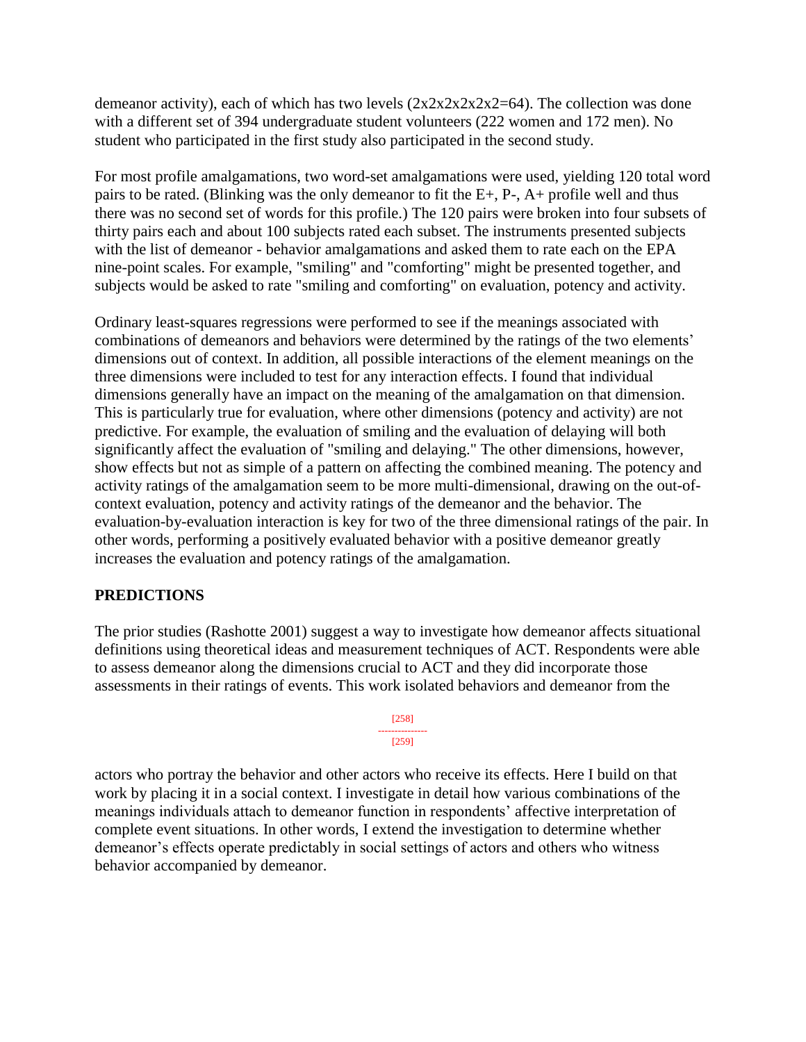demeanor activity), each of which has two levels (2x2x2x2x2x2=64). The collection was done with a different set of 394 undergraduate student volunteers (222 women and 172 men). No student who participated in the first study also participated in the second study.

For most profile amalgamations, two word-set amalgamations were used, yielding 120 total word pairs to be rated. (Blinking was the only demeanor to fit the E+, P-, A+ profile well and thus there was no second set of words for this profile.) The 120 pairs were broken into four subsets of thirty pairs each and about 100 subjects rated each subset. The instruments presented subjects with the list of demeanor - behavior amalgamations and asked them to rate each on the EPA nine-point scales. For example, "smiling" and "comforting" might be presented together, and subjects would be asked to rate "smiling and comforting" on evaluation, potency and activity.

Ordinary least-squares regressions were performed to see if the meanings associated with combinations of demeanors and behaviors were determined by the ratings of the two elements' dimensions out of context. In addition, all possible interactions of the element meanings on the three dimensions were included to test for any interaction effects. I found that individual dimensions generally have an impact on the meaning of the amalgamation on that dimension. This is particularly true for evaluation, where other dimensions (potency and activity) are not predictive. For example, the evaluation of smiling and the evaluation of delaying will both significantly affect the evaluation of "smiling and delaying." The other dimensions, however, show effects but not as simple of a pattern on affecting the combined meaning. The potency and activity ratings of the amalgamation seem to be more multi-dimensional, drawing on the out-of-context evaluation, potency and activity ratings of the demeanor and the behavior. The evaluation-by-evaluation interaction is key for two of the three dimensional ratings of the pair. In other words, performing a positively evaluated behavior with a positive demeanor greatly increases the evaluation and potency ratings of the amalgamation.

## PREDICTIONS

The prior studies (Rashotte 2001) suggest a way to investigate how demeanor affects situational definitions using theoretical ideas and measurement techniques of ACT. Respondents were able to assess demeanor along the dimensions crucial to ACT and they did incorporate those assessments in their ratings of events. This work isolated behaviors and demeanor from the actors who portray the behavior and other actors who receive its effects. Here I build on that work by placing it in a social context. I investigate in detail how various combinations of the meanings individuals attach to demeanor function in respondents' affective interpretation of complete event situations. In other words, I extend the investigation to determine whether demeanor's effects operate predictably in social settings of actors and others who witness behavior accompanied by demeanor.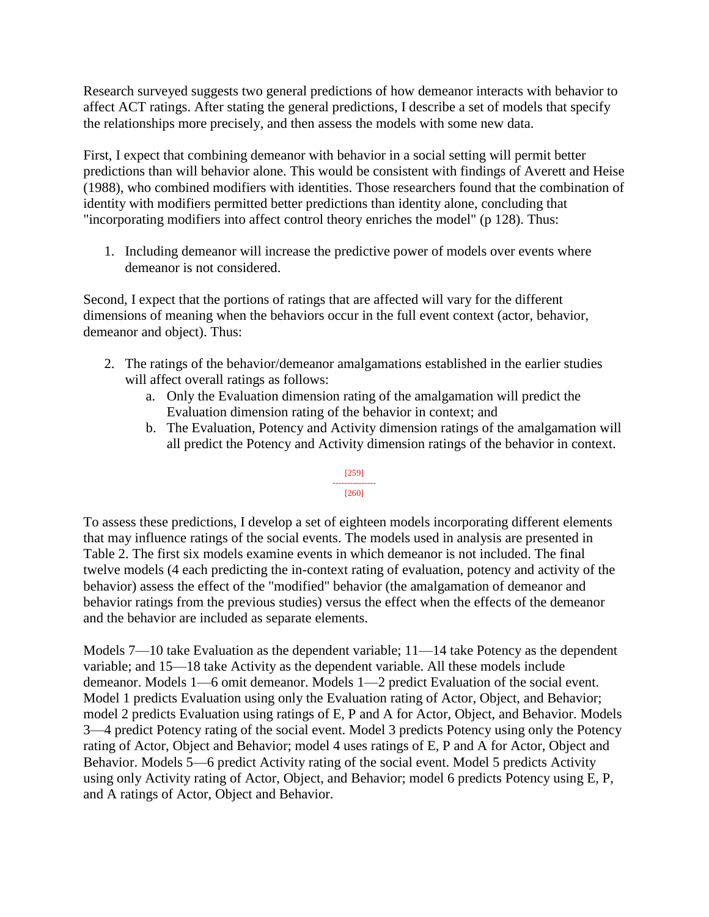Research surveyed suggests two general predictions of how demeanor interacts with behavior to affect ACT ratings. After stating the general predictions, I describe a set of models that specify the relationships more precisely, and then assess the models with some new data.

First, I expect that combining demeanor with behavior in a social setting will permit better predictions than will behavior alone. This would be consistent with findings of Averett and Heise (1988), who combined modifiers with identities. Those researchers found that the combination of identity with modifiers permitted better predictions than identity alone, concluding that "incorporating modifiers into affect control theory enriches the model" (p 128). Thus:

1. Including demeanor will increase the predictive power of models over events where demeanor is not considered.

Second, I expect that the portions of ratings that are affected will vary for the different dimensions of meaning when the behaviors occur in the full event context (actor, behavior, demeanor and object). Thus:

2. The ratings of the behavior/demeanor amalgamations established in the earlier studies will affect overall ratings as follows:
    a. Only the Evaluation dimension rating of the amalgamation will predict the Evaluation dimension rating of the behavior in context; and
    b. The Evaluation, Potency and Activity dimension ratings of the amalgamation will all predict the Potency and Activity dimension ratings of the behavior in context.

To assess these predictions, I develop a set of eighteen models incorporating different elements that may influence ratings of the social events. The models used in analysis are presented in Table 2. The first six models examine events in which demeanor is not included. The final twelve models (4 each predicting the in-context rating of evaluation, potency and activity of the behavior) assess the effect of the "modified" behavior (the amalgamation of demeanor and behavior ratings from the previous studies) versus the effect when the effects of the demeanor and the behavior are included as separate elements.

Models 7—10 take Evaluation as the dependent variable; 11—14 take Potency as the dependent variable; and 15—18 take Activity as the dependent variable. All these models include demeanor. Models 1—6 omit demeanor. Models 1—2 predict Evaluation of the social event. Model 1 predicts Evaluation using only the Evaluation rating of Actor, Object, and Behavior; model 2 predicts Evaluation using ratings of E, P and A for Actor, Object, and Behavior. Models 3—4 predict Potency rating of the social event. Model 3 predicts Potency using only the Potency rating of Actor, Object and Behavior; model 4 uses ratings of E, P and A for Actor, Object and Behavior. Models 5—6 predict Activity rating of the social event. Model 5 predicts Activity using only Activity rating of Actor, Object, and Behavior; model 6 predicts Potency using E, P, and A ratings of Actor, Object and Behavior.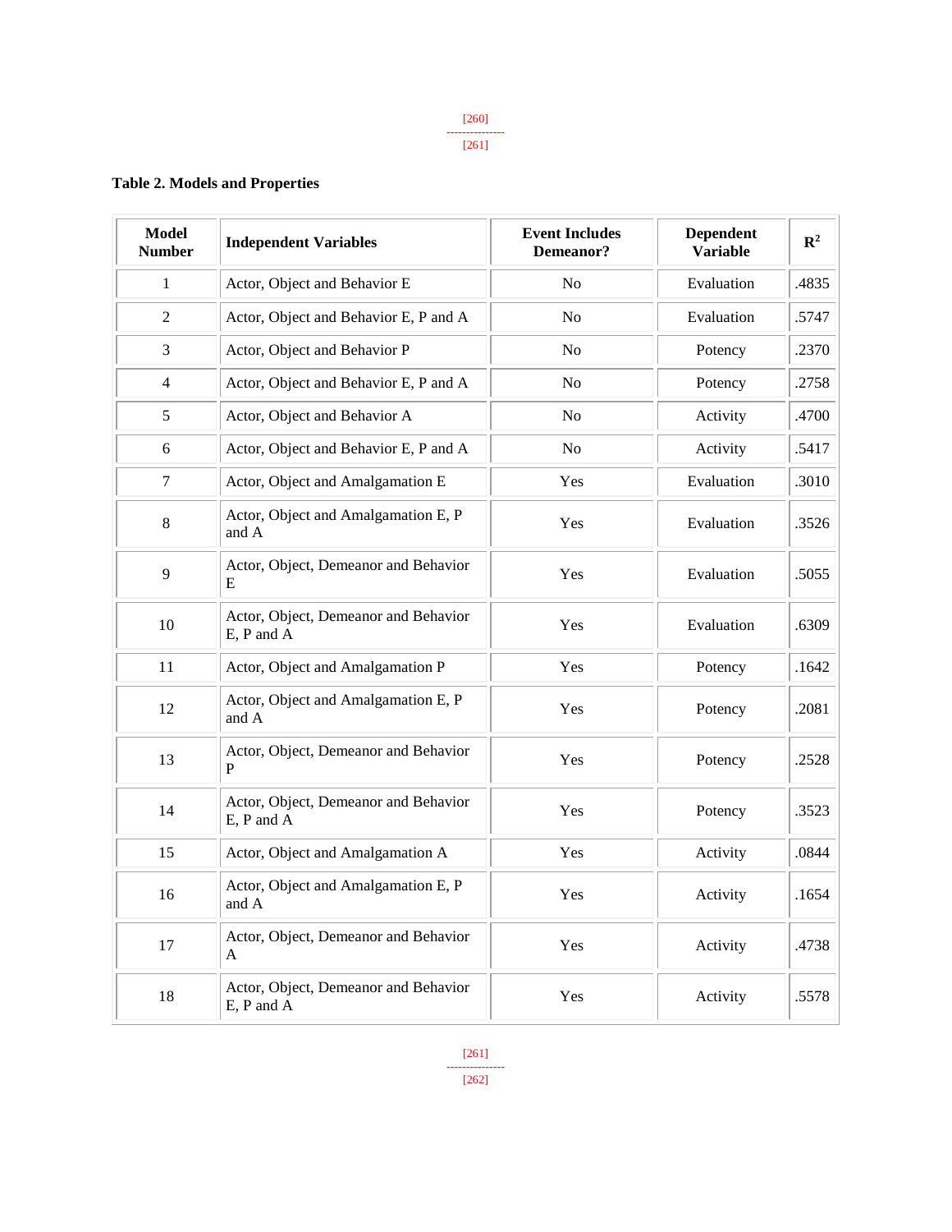**Table 2. Models and Properties**

| Model Number | Independent Variables | Event Includes Demeanor? | Dependent Variable | $R^2$ |
|---|---|---|---|---|
| 1 | Actor, Object and Behavior E | No | Evaluation | .4835 |
| 2 | Actor, Object and Behavior E, P and A | No | Evaluation | .5747 |
| 3 | Actor, Object and Behavior P | No | Potency | .2370 |
| 4 | Actor, Object and Behavior E, P and A | No | Potency | .2758 |
| 5 | Actor, Object and Behavior A | No | Activity | .4700 |
| 6 | Actor, Object and Behavior E, P and A | No | Activity | .5417 |
| 7 | Actor, Object and Amalgamation E | Yes | Evaluation | .3010 |
| 8 | Actor, Object and Amalgamation E, P and A | Yes | Evaluation | .3526 |
| 9 | Actor, Object, Demeanor and Behavior E | Yes | Evaluation | .5055 |
| 10 | Actor, Object, Demeanor and Behavior E, P and A | Yes | Evaluation | .6309 |
| 11 | Actor, Object and Amalgamation P | Yes | Potency | .1642 |
| 12 | Actor, Object and Amalgamation E, P and A | Yes | Potency | .2081 |
| 13 | Actor, Object, Demeanor and Behavior P | Yes | Potency | .2528 |
| 14 | Actor, Object, Demeanor and Behavior E, P and A | Yes | Potency | .3523 |
| 15 | Actor, Object and Amalgamation A | Yes | Activity | .0844 |
| 16 | Actor, Object and Amalgamation E, P and A | Yes | Activity | .1654 |
| 17 | Actor, Object, Demeanor and Behavior A | Yes | Activity | .4738 |
| 18 | Actor, Object, Demeanor and Behavior E, P and A | Yes | Activity | .5578 |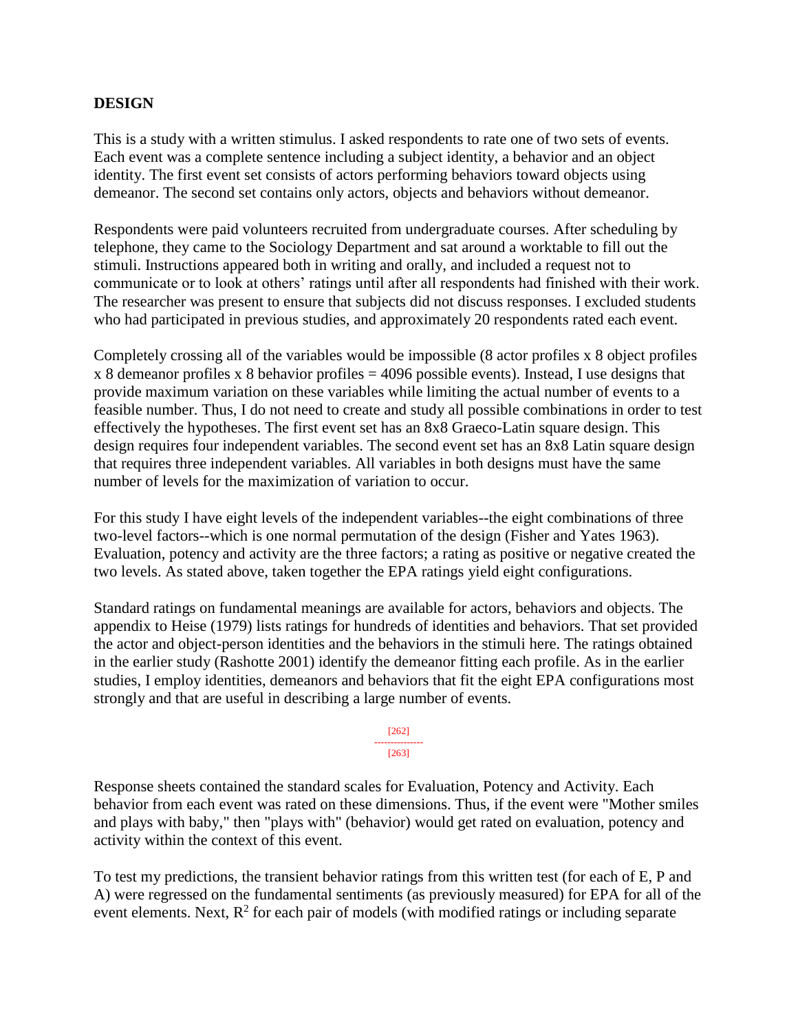## DESIGN

This is a study with a written stimulus. I asked respondents to rate one of two sets of events. Each event was a complete sentence including a subject identity, a behavior and an object identity. The first event set consists of actors performing behaviors toward objects using demeanor. The second set contains only actors, objects and behaviors without demeanor.

Respondents were paid volunteers recruited from undergraduate courses. After scheduling by telephone, they came to the Sociology Department and sat around a worktable to fill out the stimuli. Instructions appeared both in writing and orally, and included a request not to communicate or to look at others' ratings until after all respondents had finished with their work. The researcher was present to ensure that subjects did not discuss responses. I excluded students who had participated in previous studies, and approximately 20 respondents rated each event.

Completely crossing all of the variables would be impossible (8 actor profiles x 8 object profiles x 8 demeanor profiles x 8 behavior profiles = 4096 possible events). Instead, I use designs that provide maximum variation on these variables while limiting the actual number of events to a feasible number. Thus, I do not need to create and study all possible combinations in order to test effectively the hypotheses. The first event set has an 8x8 Graeco-Latin square design. This design requires four independent variables. The second event set has an 8x8 Latin square design that requires three independent variables. All variables in both designs must have the same number of levels for the maximization of variation to occur.

For this study I have eight levels of the independent variables--the eight combinations of three two-level factors--which is one normal permutation of the design (Fisher and Yates 1963). Evaluation, potency and activity are the three factors; a rating as positive or negative created the two levels. As stated above, taken together the EPA ratings yield eight configurations.

Standard ratings on fundamental meanings are available for actors, behaviors and objects. The appendix to Heise (1979) lists ratings for hundreds of identities and behaviors. That set provided the actor and object-person identities and the behaviors in the stimuli here. The ratings obtained in the earlier study (Rashotte 2001) identify the demeanor fitting each profile. As in the earlier studies, I employ identities, demeanors and behaviors that fit the eight EPA configurations most strongly and that are useful in describing a large number of events.

Response sheets contained the standard scales for Evaluation, Potency and Activity. Each behavior from each event was rated on these dimensions. Thus, if the event were "Mother smiles and plays with baby," then "plays with" (behavior) would get rated on evaluation, potency and activity within the context of this event.

To test my predictions, the transient behavior ratings from this written test (for each of E, P and A) were regressed on the fundamental sentiments (as previously measured) for EPA for all of the event elements. Next, $R^2$ for each pair of models (with modified ratings or including separate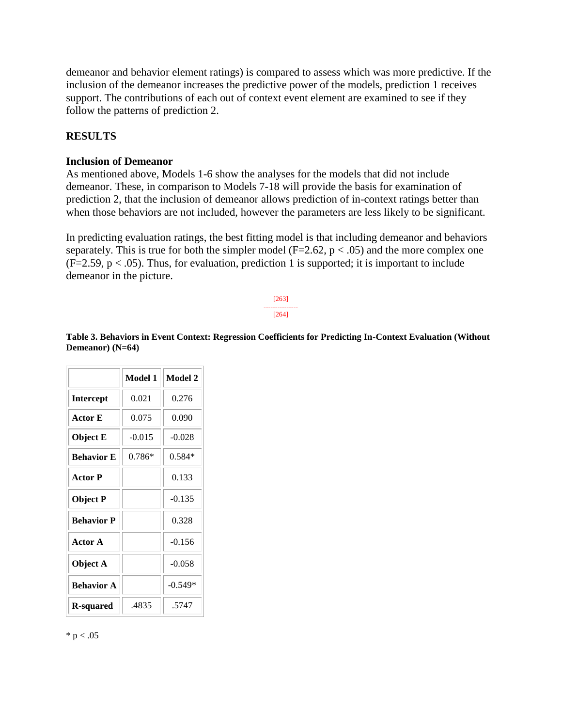demeanor and behavior element ratings) is compared to assess which was more predictive. If the inclusion of the demeanor increases the predictive power of the models, prediction 1 receives support. The contributions of each out of context event element are examined to see if they follow the patterns of prediction 2.

## RESULTS

### Inclusion of Demeanor

As mentioned above, Models 1-6 show the analyses for the models that did not include demeanor. These, in comparison to Models 7-18 will provide the basis for examination of prediction 2, that the inclusion of demeanor allows prediction of in-context ratings better than when those behaviors are not included, however the parameters are less likely to be significant.

In predicting evaluation ratings, the best fitting model is that including demeanor and behaviors separately. This is true for both the simpler model ($F=2.62$, $p < .05$) and the more complex one ($F=2.59$, $p < .05$). Thus, for evaluation, prediction 1 is supported; it is important to include demeanor in the picture.

[263]
---------------
[264]

**Table 3. Behaviors in Event Context: Regression Coefficients for Predicting In-Context Evaluation (Without Demeanor) (N=64)**

| | Model 1 | Model 2 |
|---|---|---|
| **Intercept** | 0.021 | 0.276 |
| **Actor E** | 0.075 | 0.090 |
| **Object E** | -0.015 | -0.028 |
| **Behavior E** | 0.786* | 0.584* |
| **Actor P** | | 0.133 |
| **Object P** | | -0.135 |
| **Behavior P** | | 0.328 |
| **Actor A** | | -0.156 |
| **Object A** | | -0.058 |
| **Behavior A** | | -0.549* |
| **R-squared** | .4835 | .5747 |

* $p < .05$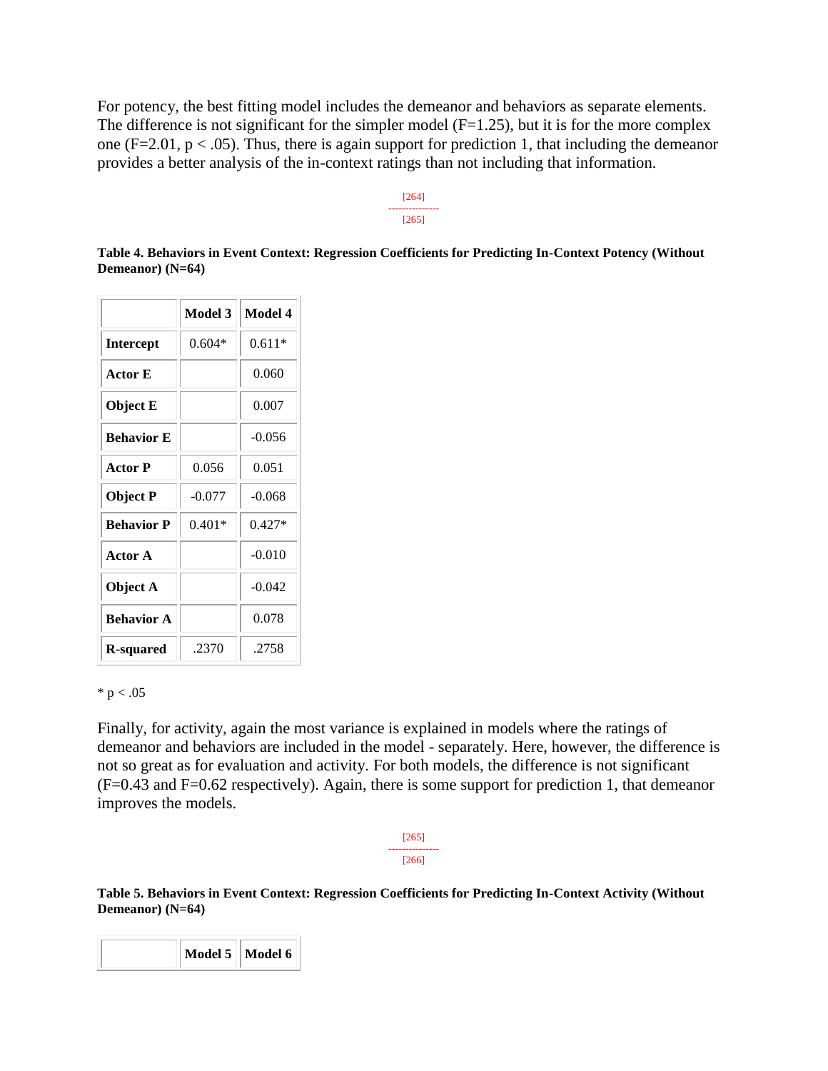For potency, the best fitting model includes the demeanor and behaviors as separate elements. The difference is not significant for the simpler model (F=1.25), but it is for the more complex one (F=2.01, $p < .05$). Thus, there is again support for prediction 1, that including the demeanor provides a better analysis of the in-context ratings than not including that information.

[264]
---------------
[265]

**Table 4. Behaviors in Event Context: Regression Coefficients for Predicting In-Context Potency (Without Demeanor) (N=64)**

| | Model 3 | Model 4 |
|---|---|---|
| **Intercept** | 0.604* | 0.611* |
| **Actor E** | | 0.060 |
| **Object E** | | 0.007 |
| **Behavior E** | | -0.056 |
| **Actor P** | 0.056 | 0.051 |
| **Object P** | -0.077 | -0.068 |
| **Behavior P** | 0.401* | 0.427* |
| **Actor A** | | -0.010 |
| **Object A** | | -0.042 |
| **Behavior A** | | 0.078 |
| **R-squared** | .2370 | .2758 |

* $p < .05$

Finally, for activity, again the most variance is explained in models where the ratings of demeanor and behaviors are included in the model - separately. Here, however, the difference is not so great as for evaluation and activity. For both models, the difference is not significant (F=0.43 and F=0.62 respectively). Again, there is some support for prediction 1, that demeanor improves the models.

[265]
---------------
[266]

**Table 5. Behaviors in Event Context: Regression Coefficients for Predicting In-Context Activity (Without Demeanor) (N=64)**

| | Model 5 | Model 6 |
|---|---|---|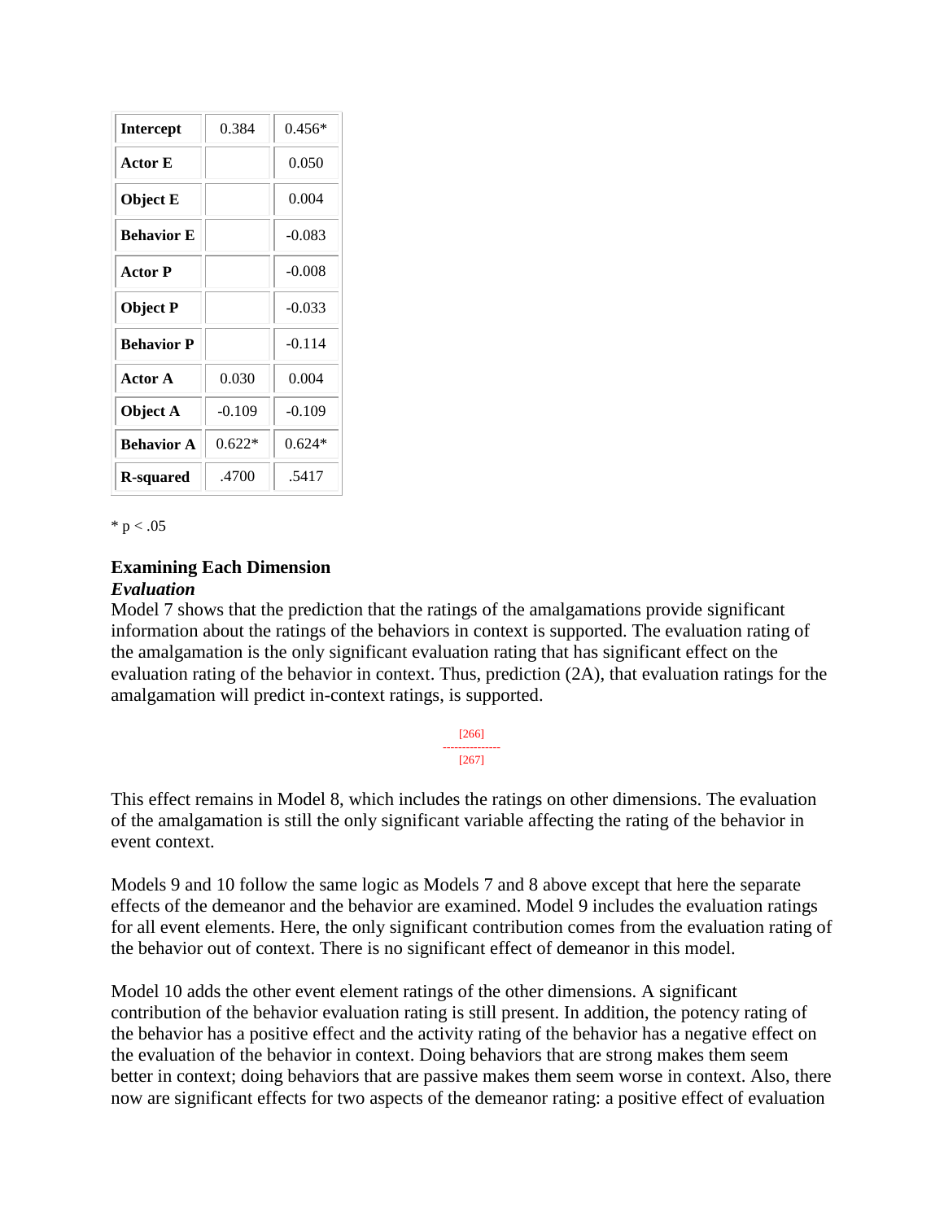| Intercept | 0.384 | 0.456* |
|---|---|---|
| Actor E | | 0.050 |
| Object E | | 0.004 |
| Behavior E | | -0.083 |
| Actor P | | -0.008 |
| Object P | | -0.033 |
| Behavior P | | -0.114 |
| Actor A | 0.030 | 0.004 |
| Object A | -0.109 | -0.109 |
| Behavior A | 0.622* | 0.624* |
| R-squared | .4700 | .5417 |

* $p < .05$

### Examining Each Dimension

#### *Evaluation*

Model 7 shows that the prediction that the ratings of the amalgamations provide significant information about the ratings of the behaviors in context is supported. The evaluation rating of the amalgamation is the only significant evaluation rating that has significant effect on the evaluation rating of the behavior in context. Thus, prediction (2A), that evaluation ratings for the amalgamation will predict in-context ratings, is supported.

[266]
---------------
[267]

This effect remains in Model 8, which includes the ratings on other dimensions. The evaluation of the amalgamation is still the only significant variable affecting the rating of the behavior in event context.

Models 9 and 10 follow the same logic as Models 7 and 8 above except that here the separate effects of the demeanor and the behavior are examined. Model 9 includes the evaluation ratings for all event elements. Here, the only significant contribution comes from the evaluation rating of the behavior out of context. There is no significant effect of demeanor in this model.

Model 10 adds the other event element ratings of the other dimensions. A significant contribution of the behavior evaluation rating is still present. In addition, the potency rating of the behavior has a positive effect and the activity rating of the behavior has a negative effect on the evaluation of the behavior in context. Doing behaviors that are strong makes them seem better in context; doing behaviors that are passive makes them seem worse in context. Also, there now are significant effects for two aspects of the demeanor rating: a positive effect of evaluation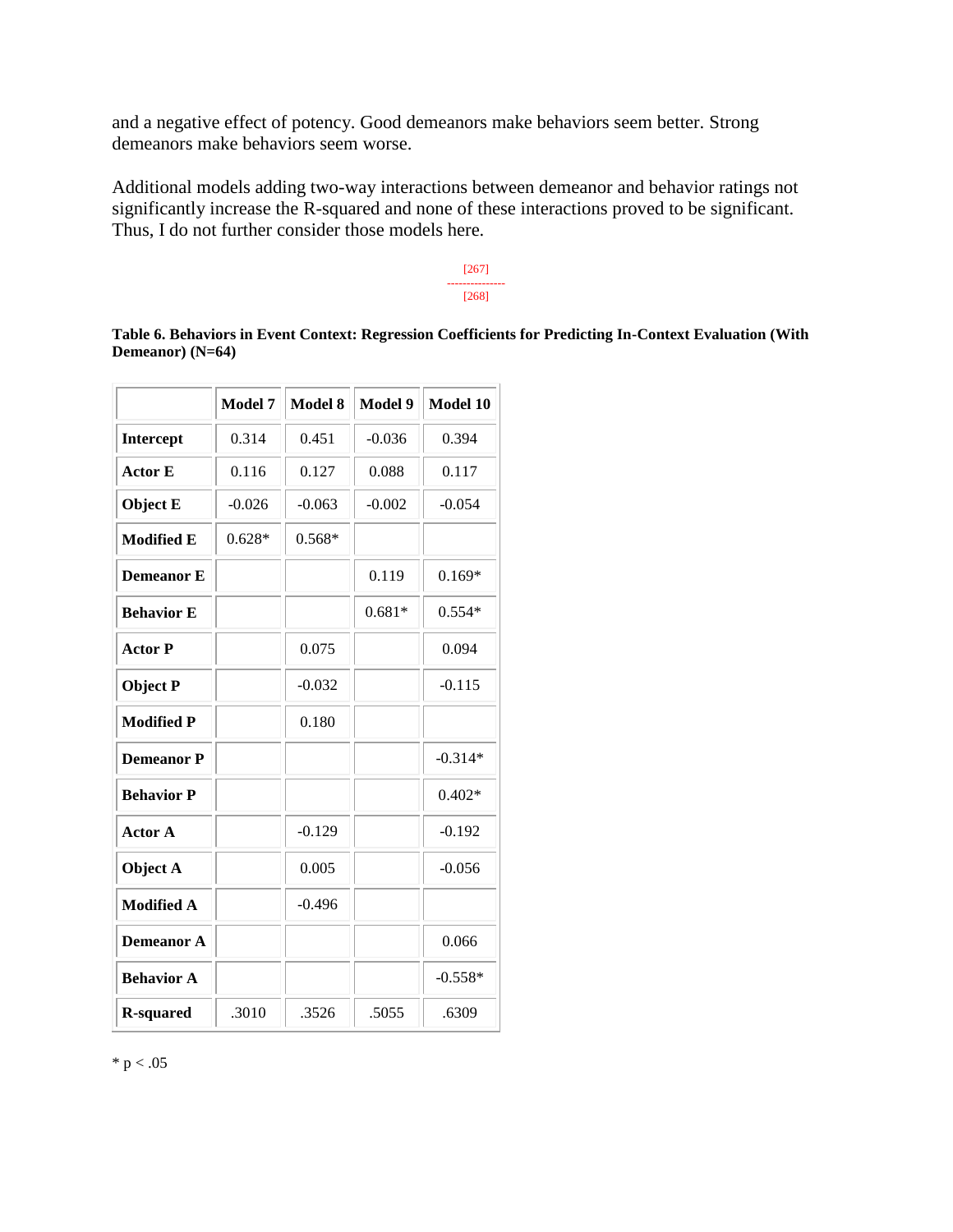and a negative effect of potency. Good demeanors make behaviors seem better. Strong demeanors make behaviors seem worse.

Additional models adding two-way interactions between demeanor and behavior ratings not significantly increase the R-squared and none of these interactions proved to be significant. Thus, I do not further consider those models here.

[267]
---------------
[268]

**Table 6. Behaviors in Event Context: Regression Coefficients for Predicting In-Context Evaluation (With Demeanor) (N=64)**

| | Model 7 | Model 8 | Model 9 | Model 10 |
|---|---|---|---|---|
| **Intercept** | 0.314 | 0.451 | -0.036 | 0.394 |
| **Actor E** | 0.116 | 0.127 | 0.088 | 0.117 |
| **Object E** | -0.026 | -0.063 | -0.002 | -0.054 |
| **Modified E** | 0.628* | 0.568* | | |
| **Demeanor E** | | | 0.119 | 0.169* |
| **Behavior E** | | | 0.681* | 0.554* |
| **Actor P** | | 0.075 | | 0.094 |
| **Object P** | | -0.032 | | -0.115 |
| **Modified P** | | 0.180 | | |
| **Demeanor P** | | | | -0.314* |
| **Behavior P** | | | | 0.402* |
| **Actor A** | | -0.129 | | -0.192 |
| **Object A** | | 0.005 | | -0.056 |
| **Modified A** | | -0.496 | | |
| **Demeanor A** | | | | 0.066 |
| **Behavior A** | | | | -0.558* |
| **R-squared** | .3010 | .3526 | .5055 | .6309 |

* $p < .05$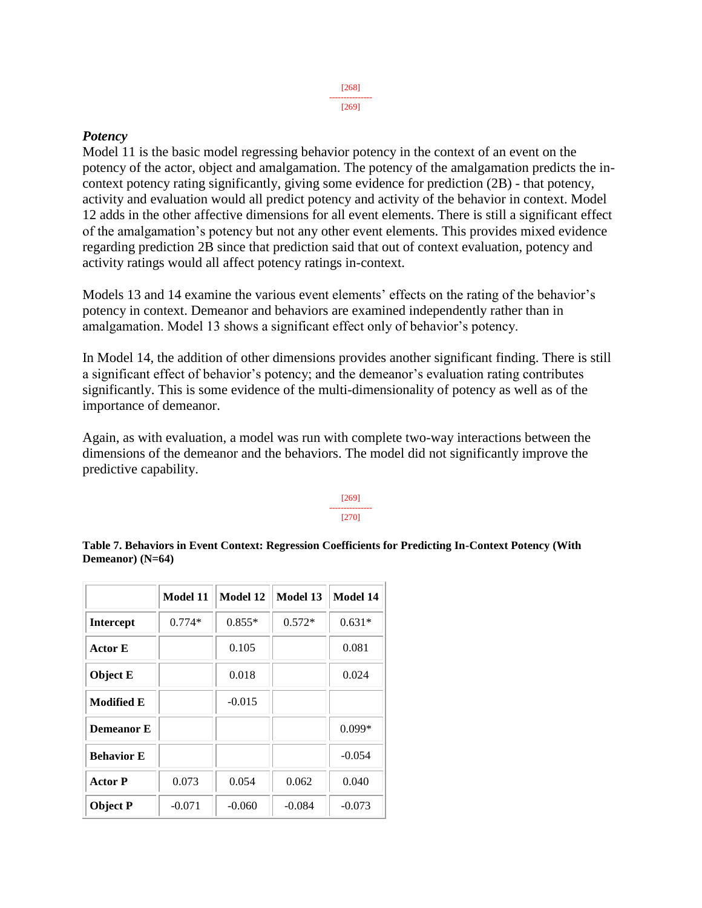### *Potency*

Model 11 is the basic model regressing behavior potency in the context of an event on the potency of the actor, object and amalgamation. The potency of the amalgamation predicts the in-context potency rating significantly, giving some evidence for prediction (2B) - that potency, activity and evaluation would all predict potency and activity of the behavior in context. Model 12 adds in the other affective dimensions for all event elements. There is still a significant effect of the amalgamation's potency but not any other event elements. This provides mixed evidence regarding prediction 2B since that prediction said that out of context evaluation, potency and activity ratings would all affect potency ratings in-context.

Models 13 and 14 examine the various event elements' effects on the rating of the behavior's potency in context. Demeanor and behaviors are examined independently rather than in amalgamation. Model 13 shows a significant effect only of behavior's potency.

In Model 14, the addition of other dimensions provides another significant finding. There is still a significant effect of behavior's potency; and the demeanor's evaluation rating contributes significantly. This is some evidence of the multi-dimensionality of potency as well as of the importance of demeanor.

Again, as with evaluation, a model was run with complete two-way interactions between the dimensions of the demeanor and the behaviors. The model did not significantly improve the predictive capability.

**Table 7. Behaviors in Event Context: Regression Coefficients for Predicting In-Context Potency (With Demeanor) (N=64)**

| | **Model 11** | **Model 12** | **Model 13** | **Model 14** |
|---|---|---|---|---|
| **Intercept** | 0.774* | 0.855* | 0.572* | 0.631* |
| **Actor E** | | 0.105 | | 0.081 |
| **Object E** | | 0.018 | | 0.024 |
| **Modified E** | | -0.015 | | |
| **Demeanor E** | | | | 0.099* |
| **Behavior E** | | | | -0.054 |
| **Actor P** | 0.073 | 0.054 | 0.062 | 0.040 |
| **Object P** | -0.071 | -0.060 | -0.084 | -0.073 |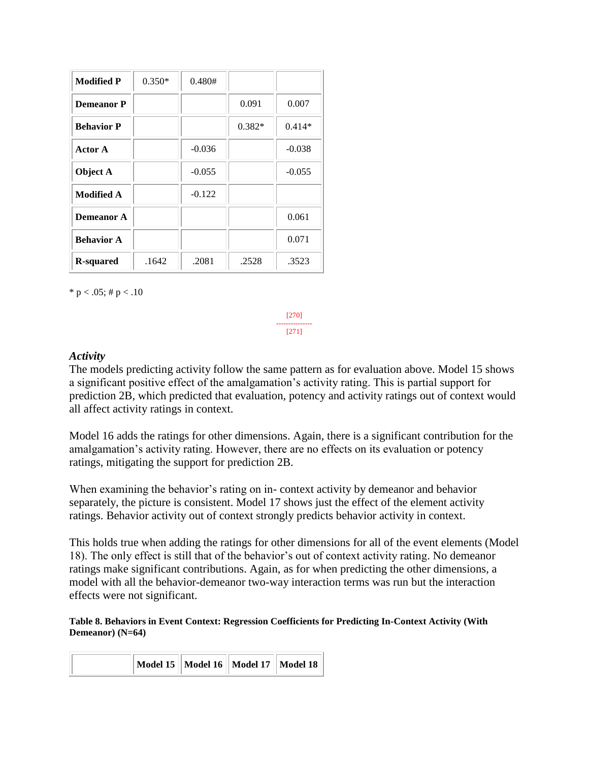| | | | | |
|---|---|---|---|---|
| **Modified P** | 0.350* | 0.480# | | |
| **Demeanor P** | | | 0.091 | 0.007 |
| **Behavior P** | | | 0.382* | 0.414* |
| **Actor A** | | -0.036 | | -0.038 |
| **Object A** | | -0.055 | | -0.055 |
| **Modified A** | | -0.122 | | |
| **Demeanor A** | | | | 0.061 |
| **Behavior A** | | | | 0.071 |
| **R-squared** | .1642 | .2081 | .2528 | .3523 |

* p < .05; # p < .10

[270]
---------------
[271]

### *Activity*

The models predicting activity follow the same pattern as for evaluation above. Model 15 shows a significant positive effect of the amalgamation's activity rating. This is partial support for prediction 2B, which predicted that evaluation, potency and activity ratings out of context would all affect activity ratings in context.

Model 16 adds the ratings for other dimensions. Again, there is a significant contribution for the amalgamation's activity rating. However, there are no effects on its evaluation or potency ratings, mitigating the support for prediction 2B.

When examining the behavior's rating on in- context activity by demeanor and behavior separately, the picture is consistent. Model 17 shows just the effect of the element activity ratings. Behavior activity out of context strongly predicts behavior activity in context.

This holds true when adding the ratings for other dimensions for all of the event elements (Model 18). The only effect is still that of the behavior's out of context activity rating. No demeanor ratings make significant contributions. Again, as for when predicting the other dimensions, a model with all the behavior-demeanor two-way interaction terms was run but the interaction effects were not significant.

**Table 8. Behaviors in Event Context: Regression Coefficients for Predicting In-Context Activity (With Demeanor) (N=64)**

| | Model 15 | Model 16 | Model 17 | Model 18 |
|---|---|---|---|---|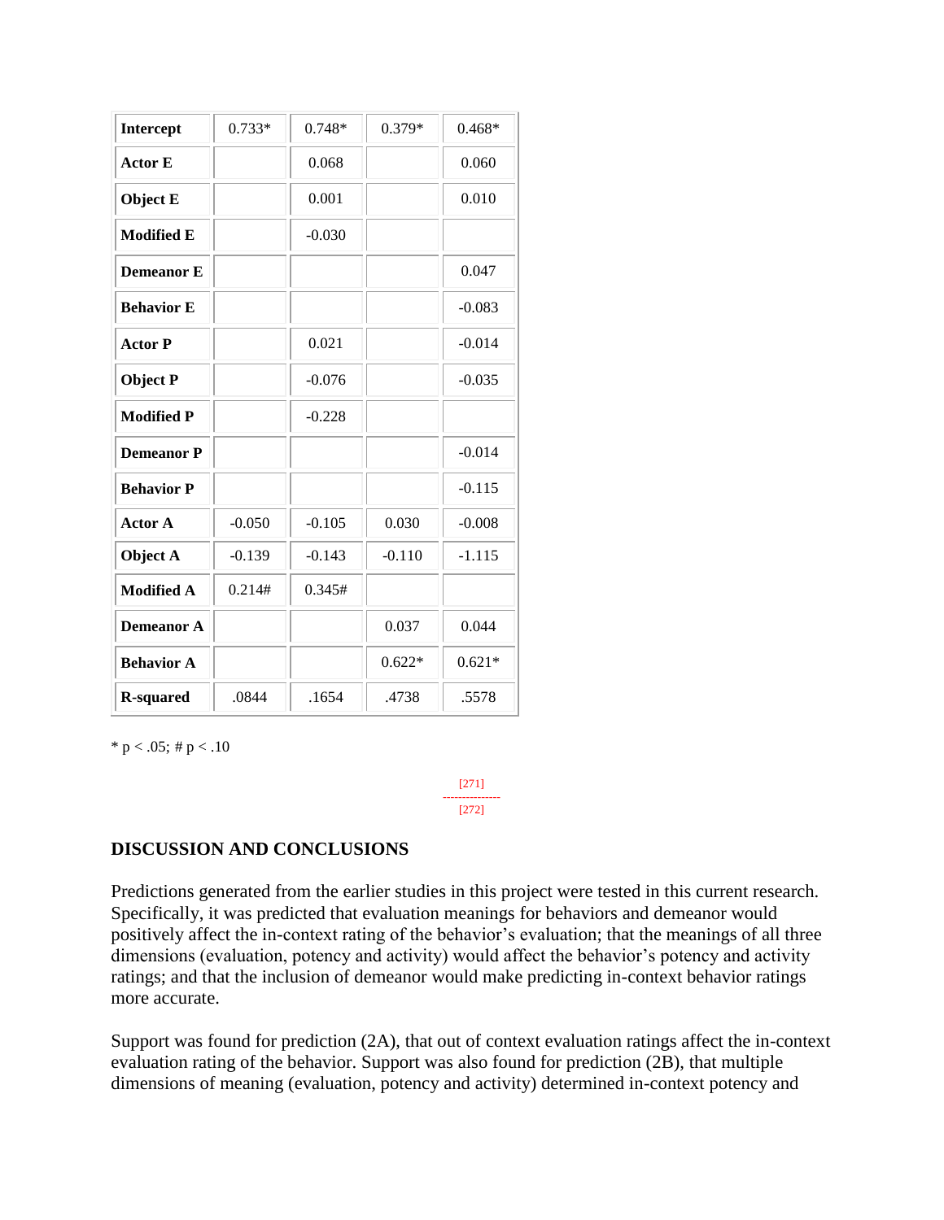| Intercept | 0.733* | 0.748* | 0.379* | 0.468* |
| --- | --- | --- | --- | --- |
| Actor E | | 0.068 | | 0.060 |
| Object E | | 0.001 | | 0.010 |
| Modified E | | -0.030 | | |
| Demeanor E | | | | 0.047 |
| Behavior E | | | | -0.083 |
| Actor P | | 0.021 | | -0.014 |
| Object P | | -0.076 | | -0.035 |
| Modified P | | -0.228 | | |
| Demeanor P | | | | -0.014 |
| Behavior P | | | | -0.115 |
| Actor A | -0.050 | -0.105 | 0.030 | -0.008 |
| Object A | -0.139 | -0.143 | -0.110 | -1.115 |
| Modified A | 0.214# | 0.345# | | |
| Demeanor A | | | 0.037 | 0.044 |
| Behavior A | | | 0.622* | 0.621* |
| R-squared | .0844 | .1654 | .4738 | .5578 |

* p < .05; # p < .10

## DISCUSSION AND CONCLUSIONS

Predictions generated from the earlier studies in this project were tested in this current research. Specifically, it was predicted that evaluation meanings for behaviors and demeanor would positively affect the in-context rating of the behavior's evaluation; that the meanings of all three dimensions (evaluation, potency and activity) would affect the behavior's potency and activity ratings; and that the inclusion of demeanor would make predicting in-context behavior ratings more accurate.

Support was found for prediction (2A), that out of context evaluation ratings affect the in-context evaluation rating of the behavior. Support was also found for prediction (2B), that multiple dimensions of meaning (evaluation, potency and activity) determined in-context potency and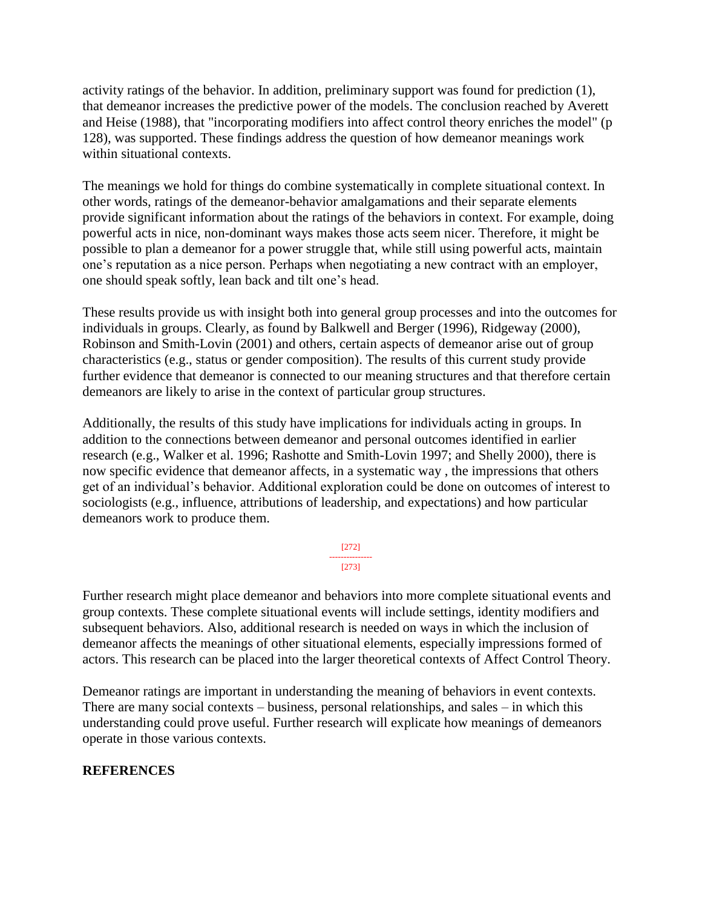activity ratings of the behavior. In addition, preliminary support was found for prediction (1), that demeanor increases the predictive power of the models. The conclusion reached by Averett and Heise (1988), that "incorporating modifiers into affect control theory enriches the model" (p 128), was supported. These findings address the question of how demeanor meanings work within situational contexts.

The meanings we hold for things do combine systematically in complete situational context. In other words, ratings of the demeanor-behavior amalgamations and their separate elements provide significant information about the ratings of the behaviors in context. For example, doing powerful acts in nice, non-dominant ways makes those acts seem nicer. Therefore, it might be possible to plan a demeanor for a power struggle that, while still using powerful acts, maintain one's reputation as a nice person. Perhaps when negotiating a new contract with an employer, one should speak softly, lean back and tilt one's head.

These results provide us with insight both into general group processes and into the outcomes for individuals in groups. Clearly, as found by Balkwell and Berger (1996), Ridgeway (2000), Robinson and Smith-Lovin (2001) and others, certain aspects of demeanor arise out of group characteristics (e.g., status or gender composition). The results of this current study provide further evidence that demeanor is connected to our meaning structures and that therefore certain demeanors are likely to arise in the context of particular group structures.

Additionally, the results of this study have implications for individuals acting in groups. In addition to the connections between demeanor and personal outcomes identified in earlier research (e.g., Walker et al. 1996; Rashotte and Smith-Lovin 1997; and Shelly 2000), there is now specific evidence that demeanor affects, in a systematic way , the impressions that others get of an individual's behavior. Additional exploration could be done on outcomes of interest to sociologists (e.g., influence, attributions of leadership, and expectations) and how particular demeanors work to produce them.

Further research might place demeanor and behaviors into more complete situational events and group contexts. These complete situational events will include settings, identity modifiers and subsequent behaviors. Also, additional research is needed on ways in which the inclusion of demeanor affects the meanings of other situational elements, especially impressions formed of actors. This research can be placed into the larger theoretical contexts of Affect Control Theory.

Demeanor ratings are important in understanding the meaning of behaviors in event contexts. There are many social contexts – business, personal relationships, and sales – in which this understanding could prove useful. Further research will explicate how meanings of demeanors operate in those various contexts.

**REFERENCES**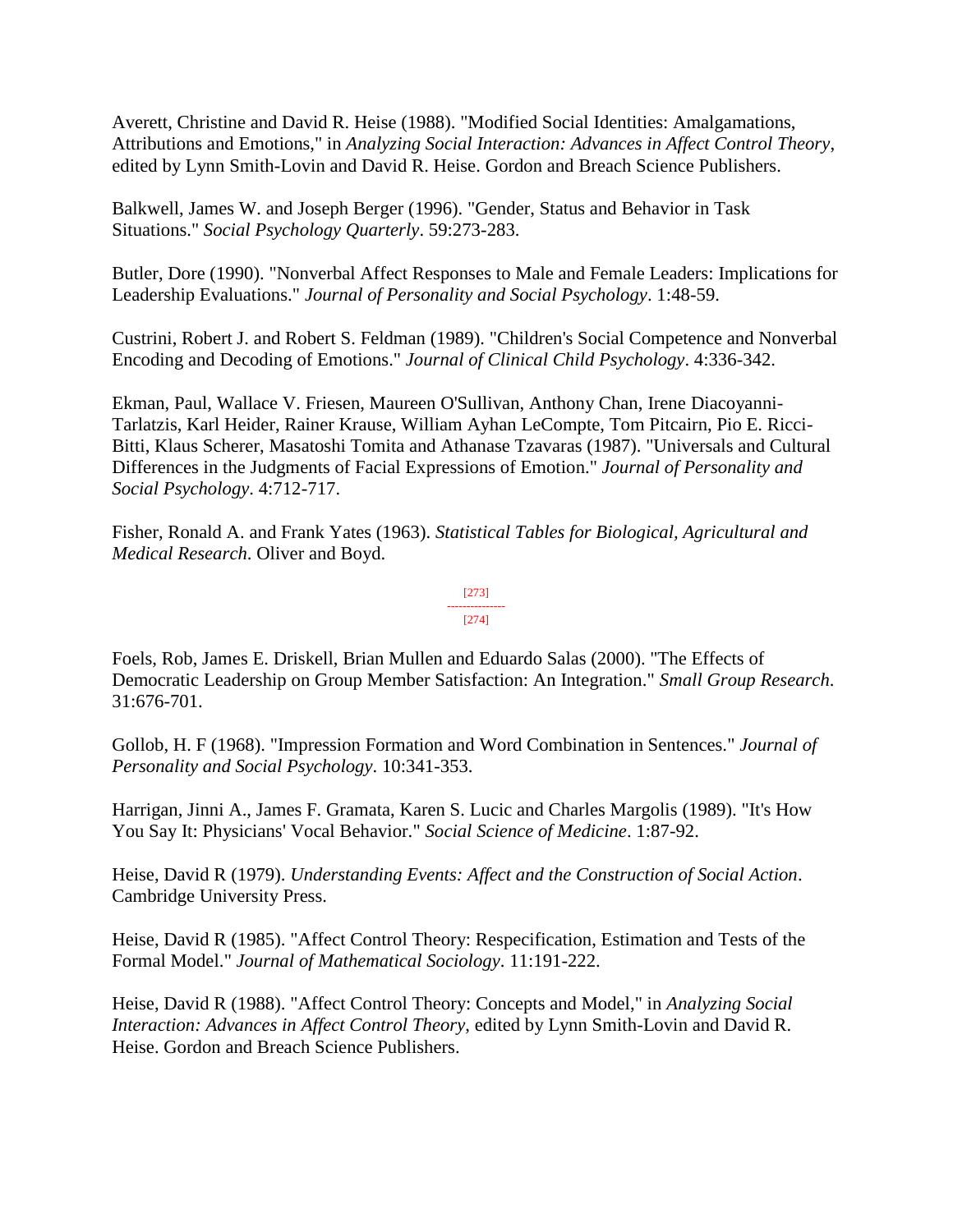Averett, Christine and David R. Heise (1988). "Modified Social Identities: Amalgamations, Attributions and Emotions," in *Analyzing Social Interaction: Advances in Affect Control Theory*, edited by Lynn Smith-Lovin and David R. Heise. Gordon and Breach Science Publishers.

Balkwell, James W. and Joseph Berger (1996). "Gender, Status and Behavior in Task Situations." *Social Psychology Quarterly*. 59:273-283.

Butler, Dore (1990). "Nonverbal Affect Responses to Male and Female Leaders: Implications for Leadership Evaluations." *Journal of Personality and Social Psychology*. 1:48-59.

Custrini, Robert J. and Robert S. Feldman (1989). "Children's Social Competence and Nonverbal Encoding and Decoding of Emotions." *Journal of Clinical Child Psychology*. 4:336-342.

Ekman, Paul, Wallace V. Friesen, Maureen O'Sullivan, Anthony Chan, Irene Diacoyanni-Tarlatzis, Karl Heider, Rainer Krause, William Ayhan LeCompte, Tom Pitcairn, Pio E. Ricci-Bitti, Klaus Scherer, Masatoshi Tomita and Athanase Tzavaras (1987). "Universals and Cultural Differences in the Judgments of Facial Expressions of Emotion." *Journal of Personality and Social Psychology*. 4:712-717.

Fisher, Ronald A. and Frank Yates (1963). *Statistical Tables for Biological, Agricultural and Medical Research*. Oliver and Boyd.

Foels, Rob, James E. Driskell, Brian Mullen and Eduardo Salas (2000). "The Effects of Democratic Leadership on Group Member Satisfaction: An Integration." *Small Group Research*. 31:676-701.

Gollob, H. F (1968). "Impression Formation and Word Combination in Sentences." *Journal of Personality and Social Psychology*. 10:341-353.

Harrigan, Jinni A., James F. Gramata, Karen S. Lucic and Charles Margolis (1989). "It's How You Say It: Physicians' Vocal Behavior." *Social Science of Medicine*. 1:87-92.

Heise, David R (1979). *Understanding Events: Affect and the Construction of Social Action*. Cambridge University Press.

Heise, David R (1985). "Affect Control Theory: Respecification, Estimation and Tests of the Formal Model." *Journal of Mathematical Sociology*. 11:191-222.

Heise, David R (1988). "Affect Control Theory: Concepts and Model," in *Analyzing Social Interaction: Advances in Affect Control Theory*, edited by Lynn Smith-Lovin and David R. Heise. Gordon and Breach Science Publishers.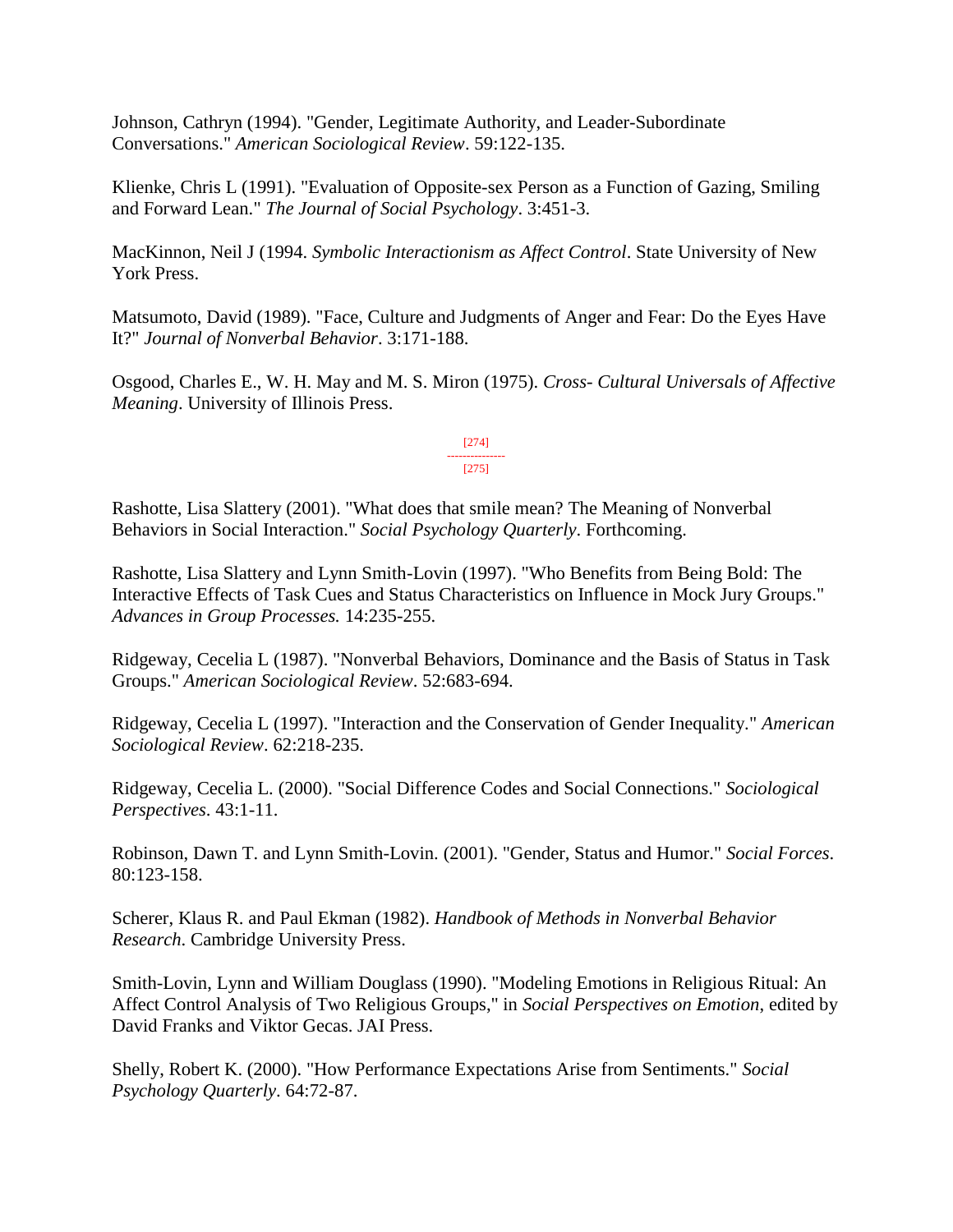Johnson, Cathryn (1994). "Gender, Legitimate Authority, and Leader-Subordinate Conversations." *American Sociological Review*. 59:122-135.

Klienke, Chris L (1991). "Evaluation of Opposite-sex Person as a Function of Gazing, Smiling and Forward Lean." *The Journal of Social Psychology*. 3:451-3.

MacKinnon, Neil J (1994. *Symbolic Interactionism as Affect Control*. State University of New York Press.

Matsumoto, David (1989). "Face, Culture and Judgments of Anger and Fear: Do the Eyes Have It?" *Journal of Nonverbal Behavior*. 3:171-188.

Osgood, Charles E., W. H. May and M. S. Miron (1975). *Cross- Cultural Universals of Affective Meaning*. University of Illinois Press.

Rashotte, Lisa Slattery (2001). "What does that smile mean? The Meaning of Nonverbal Behaviors in Social Interaction." *Social Psychology Quarterly*. Forthcoming.

Rashotte, Lisa Slattery and Lynn Smith-Lovin (1997). "Who Benefits from Being Bold: The Interactive Effects of Task Cues and Status Characteristics on Influence in Mock Jury Groups." *Advances in Group Processes.* 14:235-255.

Ridgeway, Cecelia L (1987). "Nonverbal Behaviors, Dominance and the Basis of Status in Task Groups." *American Sociological Review*. 52:683-694.

Ridgeway, Cecelia L (1997). "Interaction and the Conservation of Gender Inequality." *American Sociological Review*. 62:218-235.

Ridgeway, Cecelia L. (2000). "Social Difference Codes and Social Connections." *Sociological Perspectives*. 43:1-11.

Robinson, Dawn T. and Lynn Smith-Lovin. (2001). "Gender, Status and Humor." *Social Forces*. 80:123-158.

Scherer, Klaus R. and Paul Ekman (1982). *Handbook of Methods in Nonverbal Behavior Research*. Cambridge University Press.

Smith-Lovin, Lynn and William Douglass (1990). "Modeling Emotions in Religious Ritual: An Affect Control Analysis of Two Religious Groups," in *Social Perspectives on Emotion*, edited by David Franks and Viktor Gecas. JAI Press.

Shelly, Robert K. (2000). "How Performance Expectations Arise from Sentiments." *Social Psychology Quarterly*. 64:72-87.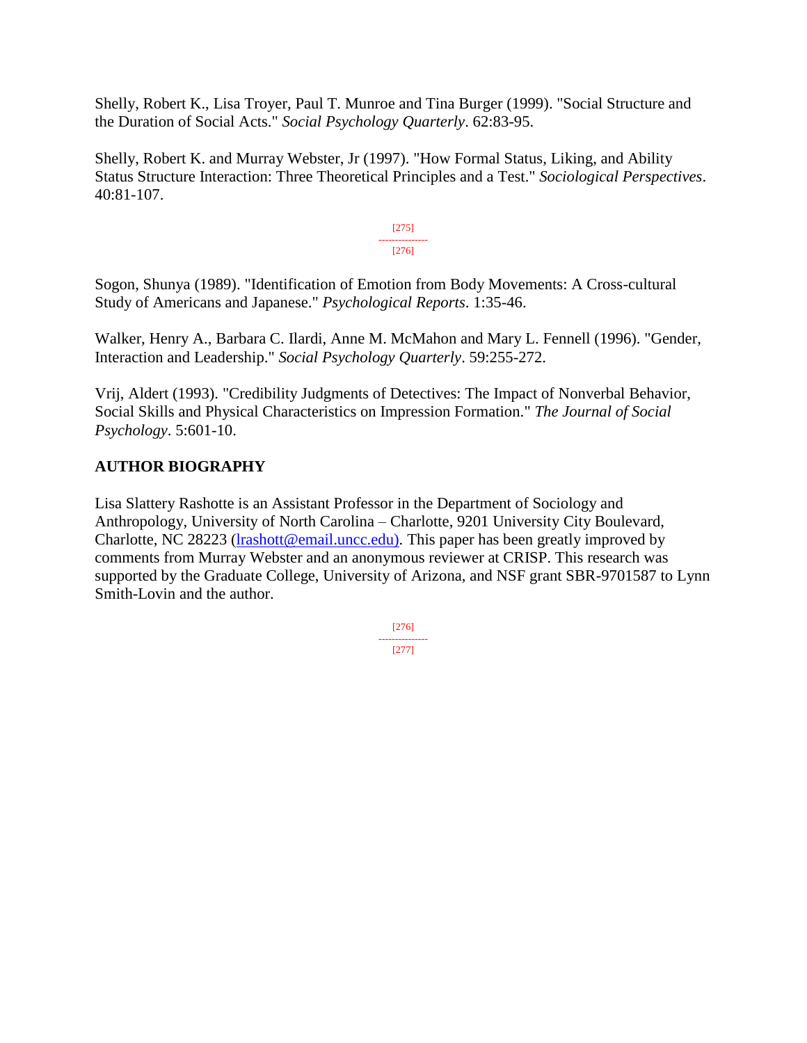Shelly, Robert K., Lisa Troyer, Paul T. Munroe and Tina Burger (1999). "Social Structure and the Duration of Social Acts." *Social Psychology Quarterly*. 62:83-95.

Shelly, Robert K. and Murray Webster, Jr (1997). "How Formal Status, Liking, and Ability Status Structure Interaction: Three Theoretical Principles and a Test." *Sociological Perspectives*. 40:81-107.

Sogon, Shunya (1989). "Identification of Emotion from Body Movements: A Cross-cultural Study of Americans and Japanese." *Psychological Reports*. 1:35-46.

Walker, Henry A., Barbara C. Ilardi, Anne M. McMahon and Mary L. Fennell (1996). "Gender, Interaction and Leadership." *Social Psychology Quarterly*. 59:255-272.

Vrij, Aldert (1993). "Credibility Judgments of Detectives: The Impact of Nonverbal Behavior, Social Skills and Physical Characteristics on Impression Formation." *The Journal of Social Psychology*. 5:601-10.

## AUTHOR BIOGRAPHY

Lisa Slattery Rashotte is an Assistant Professor in the Department of Sociology and Anthropology, University of North Carolina – Charlotte, 9201 University City Boulevard, Charlotte, NC 28223 (lrashott@email.uncc.edu). This paper has been greatly improved by comments from Murray Webster and an anonymous reviewer at CRISP. This research was supported by the Graduate College, University of Arizona, and NSF grant SBR-9701587 to Lynn Smith-Lovin and the author.